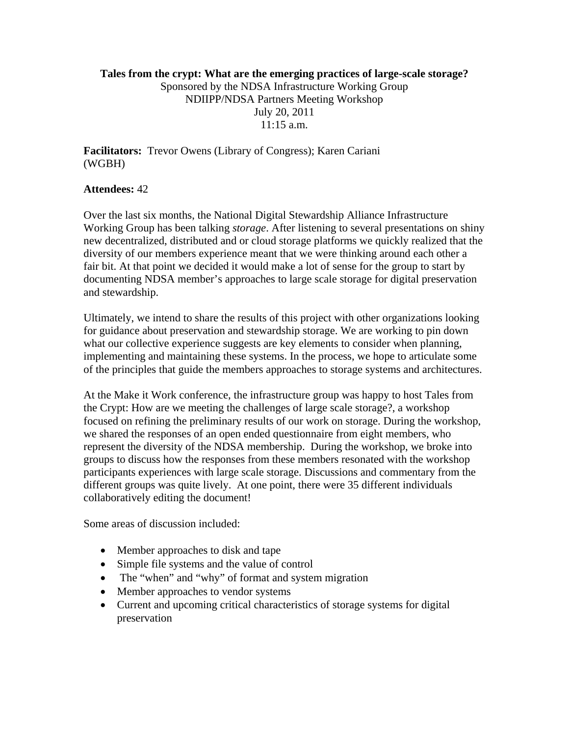**Tales from the crypt: What are the emerging practices of large-scale storage?**

Sponsored by the NDSA Infrastructure Working Group
NDIIPP/NDSA Partners Meeting Workshop
July 20, 2011
11:15 a.m.

**Facilitators:** Trevor Owens (Library of Congress); Karen Cariani (WGBH)

**Attendees:** 42

Over the last six months, the National Digital Stewardship Alliance Infrastructure Working Group has been talking *storage*. After listening to several presentations on shiny new decentralized, distributed and or cloud storage platforms we quickly realized that the diversity of our members experience meant that we were thinking around each other a fair bit. At that point we decided it would make a lot of sense for the group to start by documenting NDSA member's approaches to large scale storage for digital preservation and stewardship.

Ultimately, we intend to share the results of this project with other organizations looking for guidance about preservation and stewardship storage. We are working to pin down what our collective experience suggests are key elements to consider when planning, implementing and maintaining these systems. In the process, we hope to articulate some of the principles that guide the members approaches to storage systems and architectures.

At the Make it Work conference, the infrastructure group was happy to host Tales from the Crypt: How are we meeting the challenges of large scale storage?, a workshop focused on refining the preliminary results of our work on storage. During the workshop, we shared the responses of an open ended questionnaire from eight members, who represent the diversity of the NDSA membership. During the workshop, we broke into groups to discuss how the responses from these members resonated with the workshop participants experiences with large scale storage. Discussions and commentary from the different groups was quite lively. At one point, there were 35 different individuals collaboratively editing the document!

Some areas of discussion included:

- Member approaches to disk and tape
- Simple file systems and the value of control
- The "when" and "why" of format and system migration
- Member approaches to vendor systems
- Current and upcoming critical characteristics of storage systems for digital preservation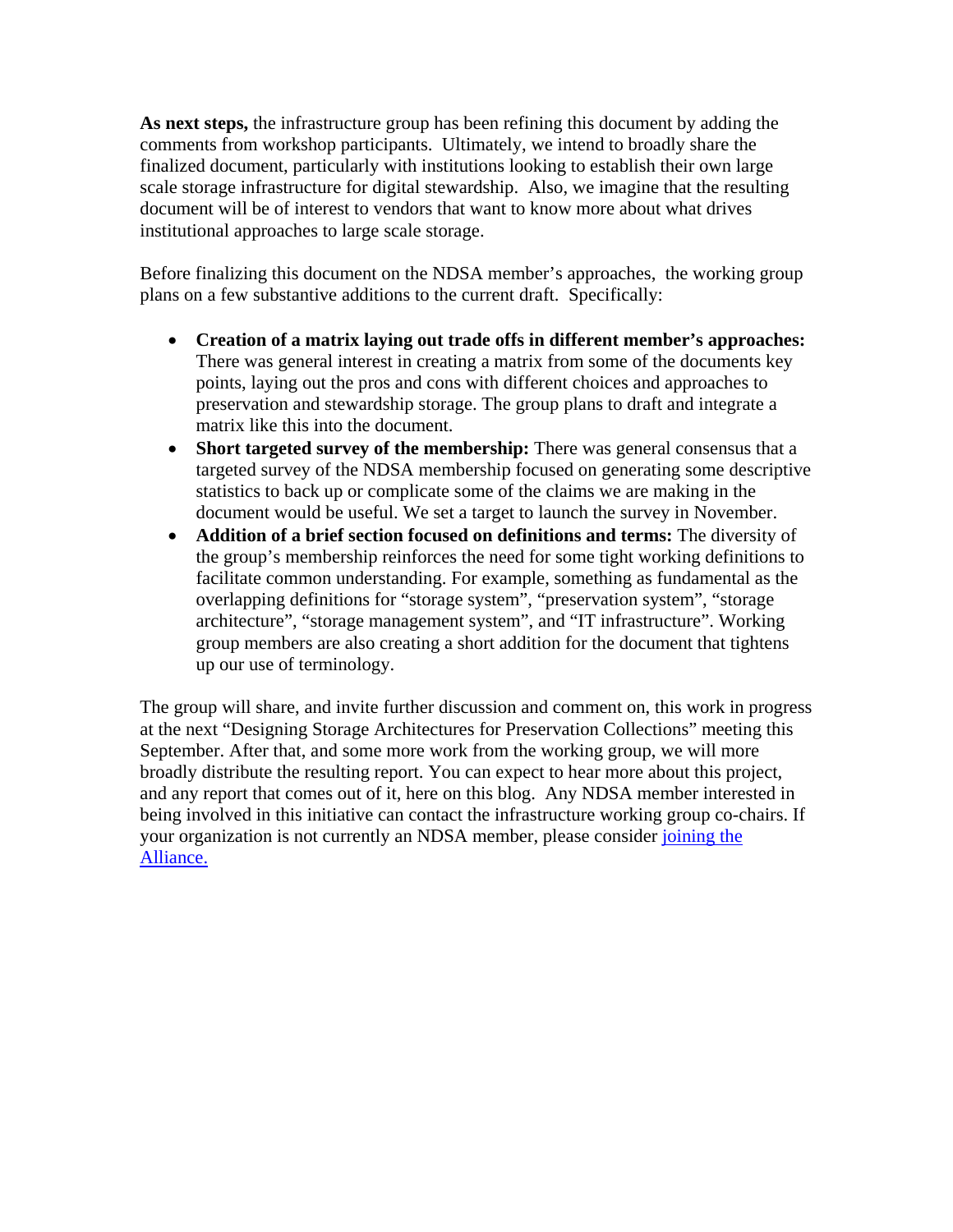**As next steps,** the infrastructure group has been refining this document by adding the comments from workshop participants. Ultimately, we intend to broadly share the finalized document, particularly with institutions looking to establish their own large scale storage infrastructure for digital stewardship. Also, we imagine that the resulting document will be of interest to vendors that want to know more about what drives institutional approaches to large scale storage.

Before finalizing this document on the NDSA member's approaches, the working group plans on a few substantive additions to the current draft. Specifically:

- **Creation of a matrix laying out trade offs in different member's approaches:** There was general interest in creating a matrix from some of the documents key points, laying out the pros and cons with different choices and approaches to preservation and stewardship storage. The group plans to draft and integrate a matrix like this into the document.
- **Short targeted survey of the membership:** There was general consensus that a targeted survey of the NDSA membership focused on generating some descriptive statistics to back up or complicate some of the claims we are making in the document would be useful. We set a target to launch the survey in November.
- **Addition of a brief section focused on definitions and terms:** The diversity of the group's membership reinforces the need for some tight working definitions to facilitate common understanding. For example, something as fundamental as the overlapping definitions for "storage system", "preservation system", "storage architecture", "storage management system", and "IT infrastructure". Working group members are also creating a short addition for the document that tightens up our use of terminology.

The group will share, and invite further discussion and comment on, this work in progress at the next "Designing Storage Architectures for Preservation Collections" meeting this September. After that, and some more work from the working group, we will more broadly distribute the resulting report. You can expect to hear more about this project, and any report that comes out of it, here on this blog. Any NDSA member interested in being involved in this initiative can contact the infrastructure working group co-chairs. If your organization is not currently an NDSA member, please consider joining the Alliance.